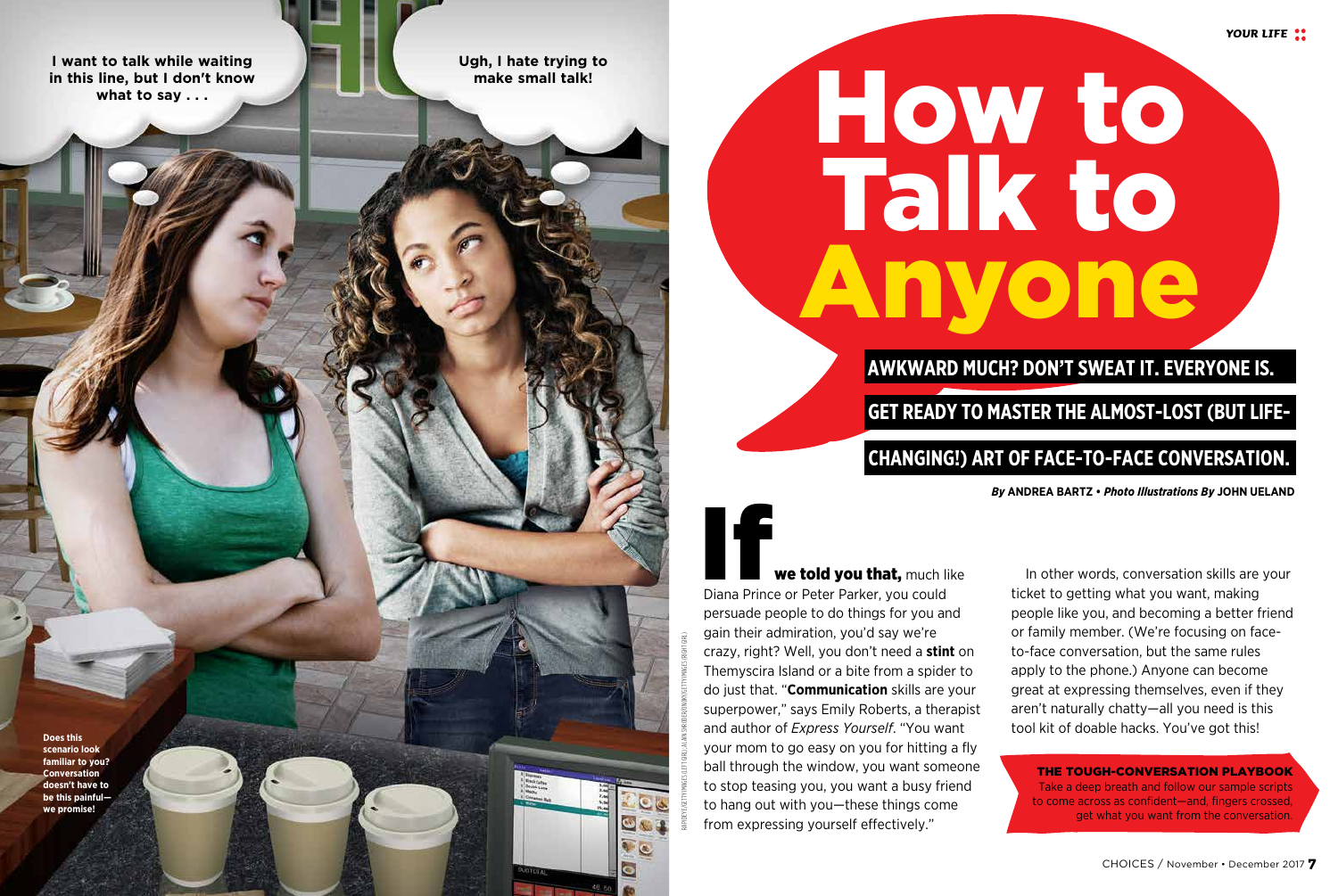I want to talk while waiting in this line, but I don't know what to say . . .

Ugh, I hate trying to make small talk!

Does this scenario look familiar to you? Conversation doesn't have to be this painful—we promise!

# How to Talk to Anyone

**AWKWARD MUCH? DON'T SWEAT IT. EVERYONE IS. GET READY TO MASTER THE ALMOST-LOST (BUT LIFE-CHANGING!) ART OF FACE-TO-FACE CONVERSATION.**

***By*** **ANDREA BARTZ** • ***Photo Illustrations By*** **JOHN UELAND**

**If we told you that,** much like Diana Prince or Peter Parker, you could persuade people to do things for you and gain their admiration, you'd say we're crazy, right? Well, you don't need a **stint** on Themyscira Island or a bite from a spider to do just that. "**Communication** skills are your superpower," says Emily Roberts, a therapist and author of *Express Yourself*. "You want your mom to go easy on you for hitting a fly ball through the window, you want someone to stop teasing you, you want a busy friend to hang out with you—these things come from expressing yourself effectively."

In other words, conversation skills are your ticket to getting what you want, making people like you, and becoming a better friend or family member. (We're focusing on face-to-face conversation, but the same rules apply to the phone.) Anyone can become great at expressing themselves, even if they aren't naturally chatty—all you need is this tool kit of doable hacks. You've got this!

**THE TOUGH-CONVERSATION PLAYBOOK**
Take a deep breath and follow our sample scripts to come across as confident—and, fingers crossed, get what you want from the conversation.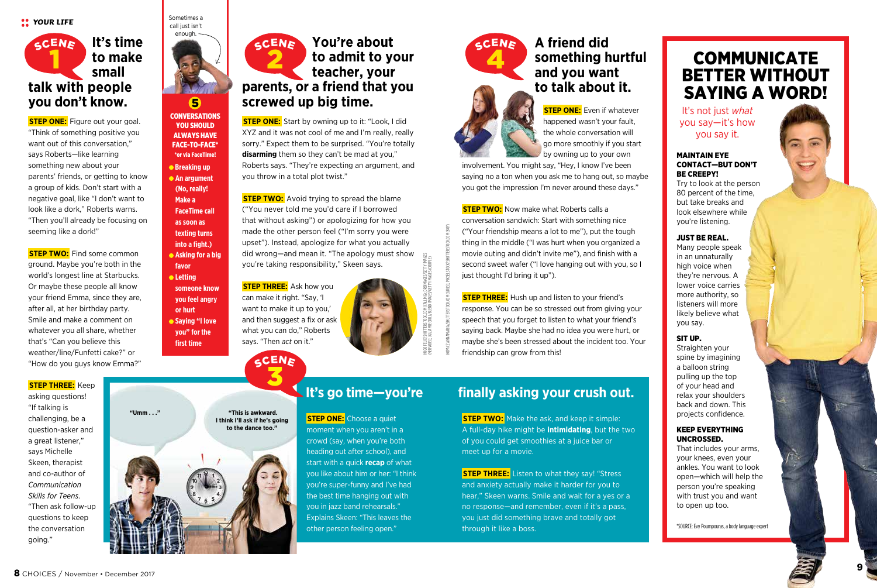YOUR LIFE

## SCENE 1 It's time to make small talk with people you don't know.

**STEP ONE:** Figure out your goal. "Think of something positive you want out of this conversation," says Roberts—like learning something new about your parents' friends, or getting to know a group of kids. Don't start with a negative goal, like "I don't want to look like a dork," Roberts warns. "Then you'll already be focusing on seeming like a dork!"

**STEP TWO:** Find some common ground. Maybe you're both in the world's longest line at Starbucks. Or maybe these people all know your friend Emma, since they are, after all, at her birthday party. Smile and make a comment on whatever you all share, whether that's "Can you believe this weather/line/Funfetti cake?" or "How do you guys know Emma?"

**STEP THREE:** Keep asking questions! "If talking is challenging, be a question-asker and a great listener," says Michelle Skeen, therapist and co-author of *Communication Skills for Teens*. "Then ask follow-up questions to keep the conversation going."

Sometimes a call just isn't enough.

### 5 CONVERSATIONS YOU SHOULD ALWAYS HAVE FACE-TO-FACE*

*or via FaceTime!

- Breaking up
- An argument (No, really! Make a FaceTime call as soon as texting turns into a fight.)
- Asking for a big favor
- Letting someone know you feel angry or hurt
- Saying "I love you" for the first time

## SCENE 2 You're about to admit to your teacher, your parents, or a friend that you screwed up big time.

**STEP ONE:** Start by owning up to it: "Look, I did XYZ and it was not cool of me and I'm really, really sorry." Expect them to be surprised. "You're totally **disarming** them so they can't be mad at you," Roberts says. "They're expecting an argument, and you throw in a total plot twist."

**STEP TWO:** Avoid trying to spread the blame ("You never told me you'd care if I borrowed that without asking") or apologizing for how you made the other person feel ("I'm sorry you were upset"). Instead, apologize for what you actually did wrong—and mean it. "The apology must show you're taking responsibility," Skeen says.

**STEP THREE:** Ask how you can make it right. "Say, 'I want to make it up to you,' and then suggest a fix or ask what you can do," Roberts says. "Then *act* on it."

## SCENE 4 A friend did something hurtful and you want to talk about it.

**STEP ONE:** Even if whatever happened wasn't your fault, the whole conversation will go more smoothly if you start by owning up to your own involvement. You might say, "Hey, I know I've been saying no a ton when you ask me to hang out, so maybe you got the impression I'm never around these days."

**STEP TWO:** Now make what Roberts calls a conversation sandwich: Start with something nice ("Your friendship means a lot to me"), put the tough thing in the middle ("I was hurt when you organized a movie outing and didn't invite me"), and finish with a second sweet wafer ("I love hanging out with you, so I just thought I'd bring it up").

**STEP THREE:** Hush up and listen to your friend's response. You can be so stressed out from giving your speech that you forget to listen to what your friend's saying back. Maybe she had no idea you were hurt, or maybe she's been stressed about the incident too. Your friendship can grow from this!

## SCENE 3 It's go time—you're finally asking your crush out.

"Umm . . ."

"This is awkward. I think I'll ask if he's going to the dance too."

**STEP ONE:** Choose a quiet moment when you aren't in a crowd (say, when you're both heading out after school), and start with a quick **recap** of what you like about him or her: "I think you're super-funny and I've had the best time hanging out with you in jazz band rehearsals." Explains Skeen: "This leaves the other person feeling open."

**STEP TWO:** Make the ask, and keep it simple: A full-day hike might be **intimidating**, but the two of you could get smoothies at a juice bar or meet up for a movie.

**STEP THREE:** Listen to what they say! "Stress and anxiety actually make it harder for you to hear," Skeen warns. Smile and wait for a yes or a no response—and remember, even if it's a pass, you just did something brave and totally got through it like a boss.

## COMMUNICATE BETTER WITHOUT SAYING A WORD!

It's not just *what* you say—it's how you say it.

**MAINTAIN EYE CONTACT—BUT DON'T BE CREEPY!**
Try to look at the person 80 percent of the time, but take breaks and look elsewhere while you're listening.

**JUST BE REAL.**
Many people speak in an unnaturally high voice when they're nervous. A lower voice carries more authority, so listeners will more likely believe what you say.

**SIT UP.**
Straighten your spine by imagining a balloon string pulling up the top of your head and relax your shoulders back and down. This projects confidence.

**KEEP EVERYTHING UNCROSSED.**
That includes your arms, your knees, even your ankles. You want to look open—which will help the person you're speaking with trust you and want to open up too.

*SOURCE: Evy Poumpouras, a body language expert